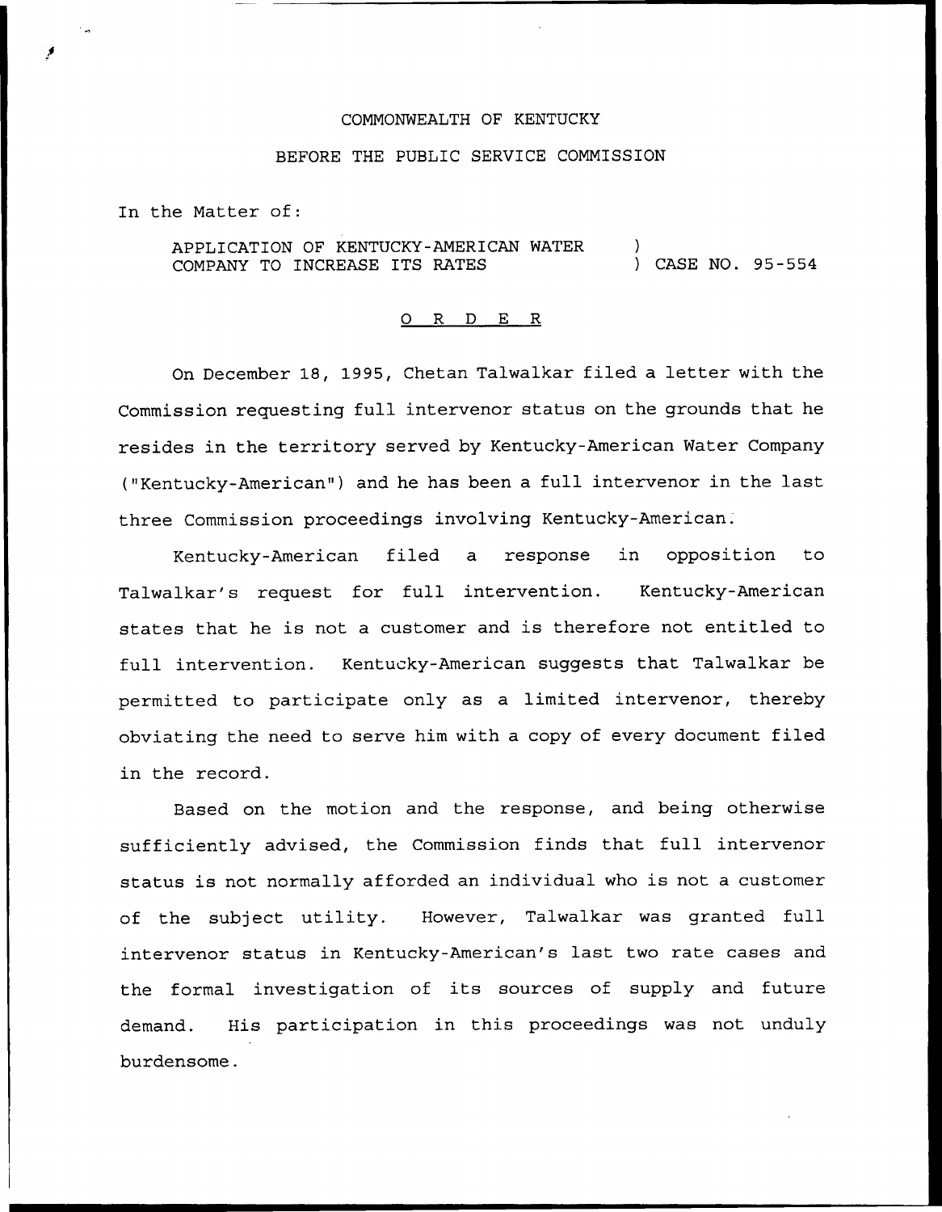COMMONWEALTH OF KENTUCKY

BEFORE THE PUBLIC SERVICE COMMISSION

In the Matter of:

APPLICATION OF KENTUCKY-AMERICAN WATER COMPANY TO INCREASE ITS RATES ) CASE NO. 95-554

O R D E R

On December 18, 1995, Chetan Talwalkar filed a letter with the Commission requesting full intervenor status on the grounds that he resides in the territory served by Kentucky-American Water Company ("Kentucky-American") and he has been a full intervenor in the last three Commission proceedings involving Kentucky-American.

Kentucky-American filed a response in opposition to Talwalkar's request for full intervention. Kentucky-American states that he is not a customer and is therefore not entitled to full intervention. Kentucky-American suggests that Talwalkar be permitted to participate only as a limited intervenor, thereby obviating the need to serve him with a copy of every document filed in the record.

Based on the motion and the response, and being otherwise sufficiently advised, the Commission finds that full intervenor status is not normally afforded an individual who is not a customer of the subject utility. However, Talwalkar was granted full intervenor status in Kentucky-American's last two rate cases and the formal investigation of its sources of supply and future demand. His participation in this proceedings was not unduly burdensome.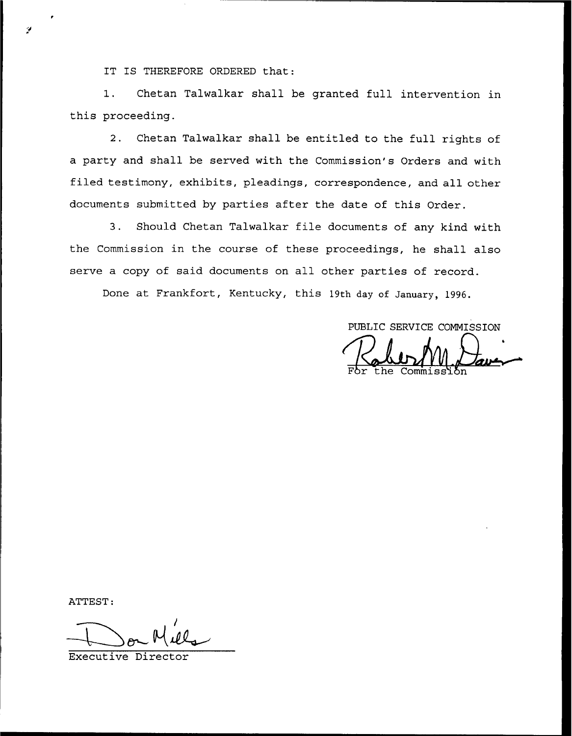IT IS THEREFORE ORDERED that:

1. Chetan Talwalkar shall be granted full intervention in this proceeding.

2. Chetan Talwalkar shall be entitled to the full rights of a party and shall be served with the Commission's Orders and with filed testimony, exhibits, pleadings, correspondence, and all other documents submitted by parties after the date of this Order.

3. Should Chetan Talwalkar file documents of any kind with the Commission in the course of these proceedings, he shall also serve a copy of said documents on all other parties of record.

Done at Frankfort, Kentucky, this 19th day of January, 1996.

PUBLIC SERVICE COMMISSION

For the Commission

ATTEST:

Executive Director